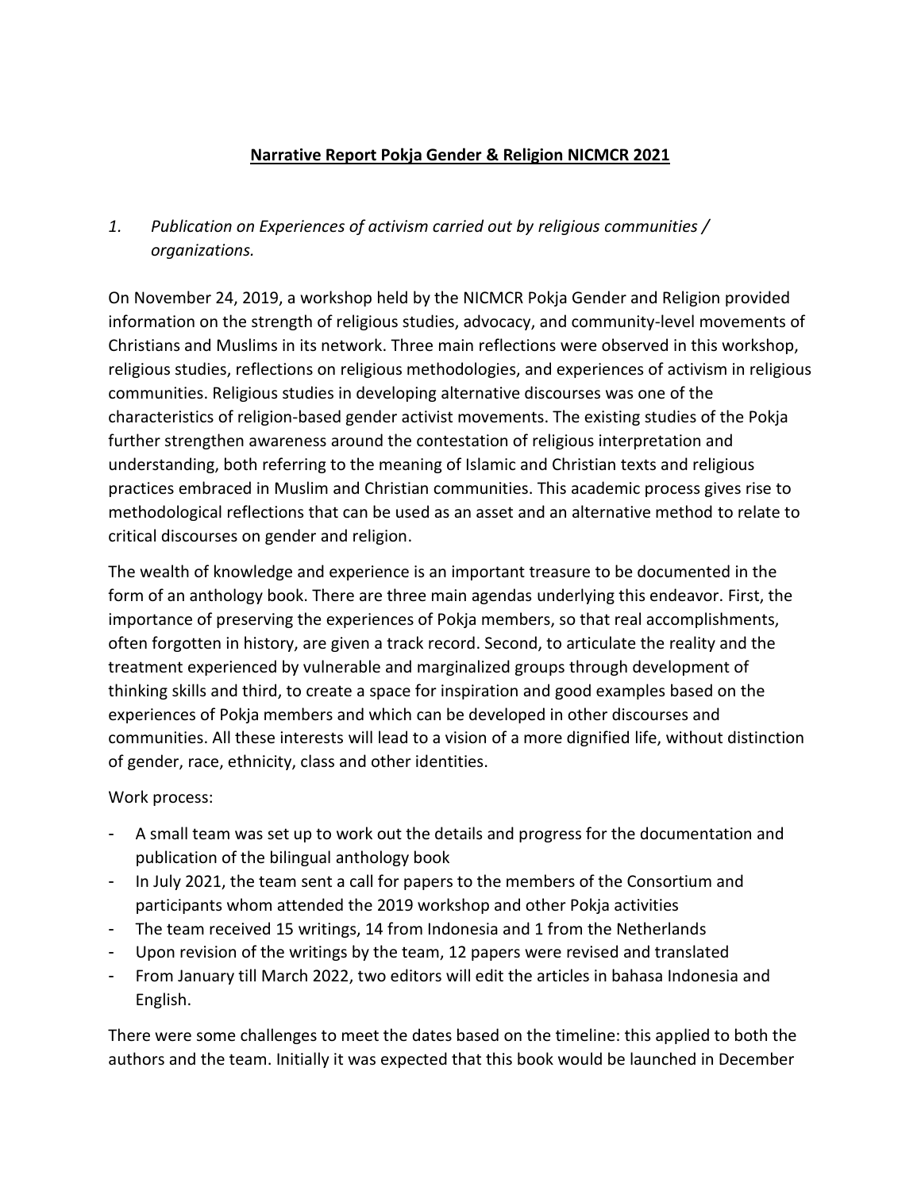# Narrative Report Pokja Gender & Religion NICMCR 2021

## *1. Publication on Experiences of activism carried out by religious communities / organizations.*

On November 24, 2019, a workshop held by the NICMCR Pokja Gender and Religion provided information on the strength of religious studies, advocacy, and community-level movements of Christians and Muslims in its network. Three main reflections were observed in this workshop, religious studies, reflections on religious methodologies, and experiences of activism in religious communities. Religious studies in developing alternative discourses was one of the characteristics of religion-based gender activist movements. The existing studies of the Pokja further strengthen awareness around the contestation of religious interpretation and understanding, both referring to the meaning of Islamic and Christian texts and religious practices embraced in Muslim and Christian communities. This academic process gives rise to methodological reflections that can be used as an asset and an alternative method to relate to critical discourses on gender and religion.

The wealth of knowledge and experience is an important treasure to be documented in the form of an anthology book. There are three main agendas underlying this endeavor. First, the importance of preserving the experiences of Pokja members, so that real accomplishments, often forgotten in history, are given a track record. Second, to articulate the reality and the treatment experienced by vulnerable and marginalized groups through development of thinking skills and third, to create a space for inspiration and good examples based on the experiences of Pokja members and which can be developed in other discourses and communities. All these interests will lead to a vision of a more dignified life, without distinction of gender, race, ethnicity, class and other identities.

Work process:

- A small team was set up to work out the details and progress for the documentation and publication of the bilingual anthology book
- In July 2021, the team sent a call for papers to the members of the Consortium and participants whom attended the 2019 workshop and other Pokja activities
- The team received 15 writings, 14 from Indonesia and 1 from the Netherlands
- Upon revision of the writings by the team, 12 papers were revised and translated
- From January till March 2022, two editors will edit the articles in bahasa Indonesia and English.

There were some challenges to meet the dates based on the timeline: this applied to both the authors and the team. Initially it was expected that this book would be launched in December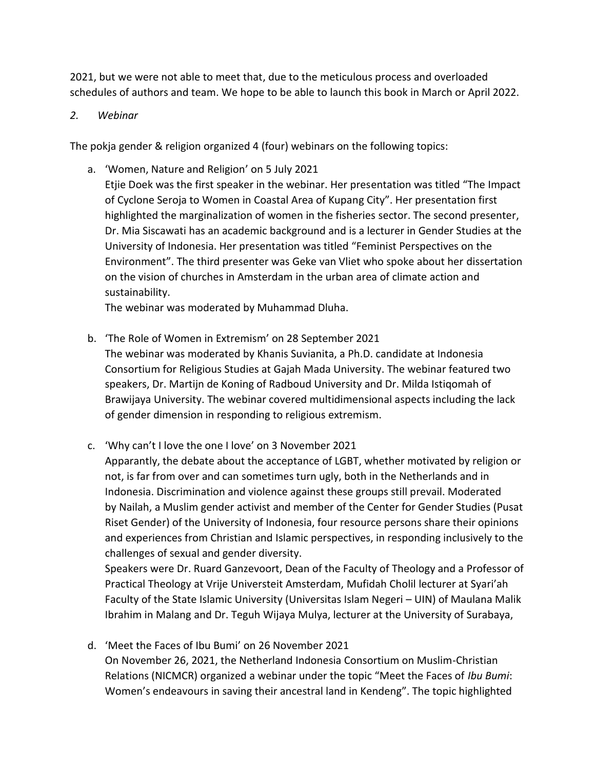2021, but we were not able to meet that, due to the meticulous process and overloaded schedules of authors and team. We hope to be able to launch this book in March or April 2022.

*2. Webinar*

The pokja gender & religion organized 4 (four) webinars on the following topics:

a. 'Women, Nature and Religion' on 5 July 2021
   Etjie Doek was the first speaker in the webinar. Her presentation was titled "The Impact of Cyclone Seroja to Women in Coastal Area of Kupang City". Her presentation first highlighted the marginalization of women in the fisheries sector. The second presenter, Dr. Mia Siscawati has an academic background and is a lecturer in Gender Studies at the University of Indonesia. Her presentation was titled "Feminist Perspectives on the Environment". The third presenter was Geke van Vliet who spoke about her dissertation on the vision of churches in Amsterdam in the urban area of climate action and sustainability.
   The webinar was moderated by Muhammad Dluha.

b. 'The Role of Women in Extremism' on 28 September 2021
   The webinar was moderated by Khanis Suvianita, a Ph.D. candidate at Indonesia Consortium for Religious Studies at Gajah Mada University. The webinar featured two speakers, Dr. Martijn de Koning of Radboud University and Dr. Milda Istiqomah of Brawijaya University. The webinar covered multidimensional aspects including the lack of gender dimension in responding to religious extremism.

c. 'Why can't I love the one I love' on 3 November 2021
   Apparently, the debate about the acceptance of LGBT, whether motivated by religion or not, is far from over and can sometimes turn ugly, both in the Netherlands and in Indonesia. Discrimination and violence against these groups still prevail. Moderated by Nailah, a Muslim gender activist and member of the Center for Gender Studies (Pusat Riset Gender) of the University of Indonesia, four resource persons share their opinions and experiences from Christian and Islamic perspectives, in responding inclusively to the challenges of sexual and gender diversity.
   Speakers were Dr. Ruard Ganzevoort, Dean of the Faculty of Theology and a Professor of Practical Theology at Vrije Universteit Amsterdam, Mufidah Cholil lecturer at Syari'ah Faculty of the State Islamic University (Universitas Islam Negeri – UIN) of Maulana Malik Ibrahim in Malang and Dr. Teguh Wijaya Mulya, lecturer at the University of Surabaya,

d. 'Meet the Faces of Ibu Bumi' on 26 November 2021
   On November 26, 2021, the Netherland Indonesia Consortium on Muslim-Christian Relations (NICMCR) organized a webinar under the topic "Meet the Faces of *Ibu Bumi*: Women's endeavours in saving their ancestral land in Kendeng". The topic highlighted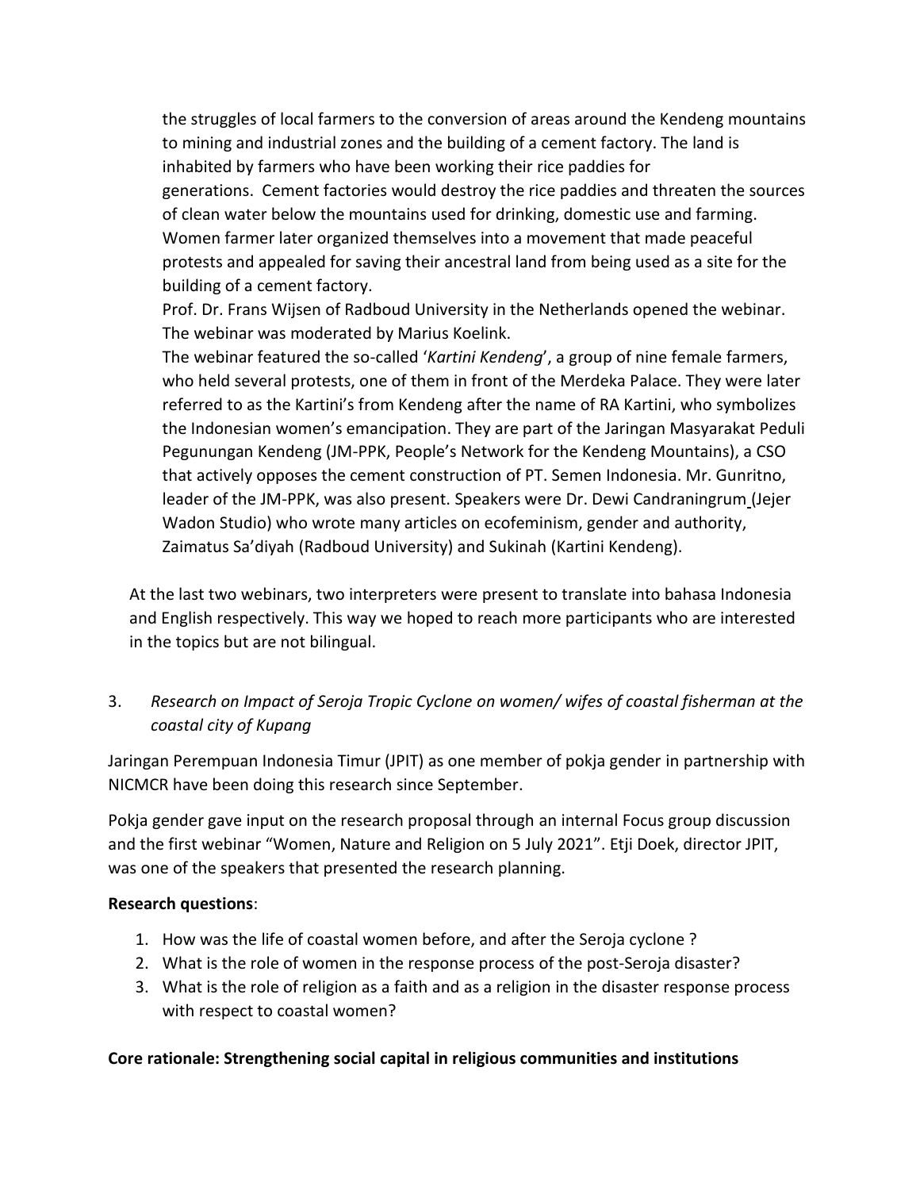the struggles of local farmers to the conversion of areas around the Kendeng mountains to mining and industrial zones and the building of a cement factory. The land is inhabited by farmers who have been working their rice paddies for generations. Cement factories would destroy the rice paddies and threaten the sources of clean water below the mountains used for drinking, domestic use and farming. Women farmer later organized themselves into a movement that made peaceful protests and appealed for saving their ancestral land from being used as a site for the building of a cement factory.

Prof. Dr. Frans Wijsen of Radboud University in the Netherlands opened the webinar. The webinar was moderated by Marius Koelink.

The webinar featured the so-called '*Kartini Kendeng*', a group of nine female farmers, who held several protests, one of them in front of the Merdeka Palace. They were later referred to as the Kartini's from Kendeng after the name of RA Kartini, who symbolizes the Indonesian women's emancipation. They are part of the Jaringan Masyarakat Peduli Pegunungan Kendeng (JM-PPK, People's Network for the Kendeng Mountains), a CSO that actively opposes the cement construction of PT. Semen Indonesia. Mr. Gunritno, leader of the JM-PPK, was also present. Speakers were Dr. Dewi Candraningrum (Jejer Wadon Studio) who wrote many articles on ecofeminism, gender and authority, Zaimatus Sa'diyah (Radboud University) and Sukinah (Kartini Kendeng).

At the last two webinars, two interpreters were present to translate into bahasa Indonesia and English respectively. This way we hoped to reach more participants who are interested in the topics but are not bilingual.

3. *Research on Impact of Seroja Tropic Cyclone on women/ wifes of coastal fisherman at the coastal city of Kupang*

Jaringan Perempuan Indonesia Timur (JPIT) as one member of pokja gender in partnership with NICMCR have been doing this research since September.

Pokja gender gave input on the research proposal through an internal Focus group discussion and the first webinar "Women, Nature and Religion on 5 July 2021". Etji Doek, director JPIT, was one of the speakers that presented the research planning.

**Research questions**:

1. How was the life of coastal women before, and after the Seroja cyclone ?
2. What is the role of women in the response process of the post-Seroja disaster?
3. What is the role of religion as a faith and as a religion in the disaster response process with respect to coastal women?

**Core rationale: Strengthening social capital in religious communities and institutions**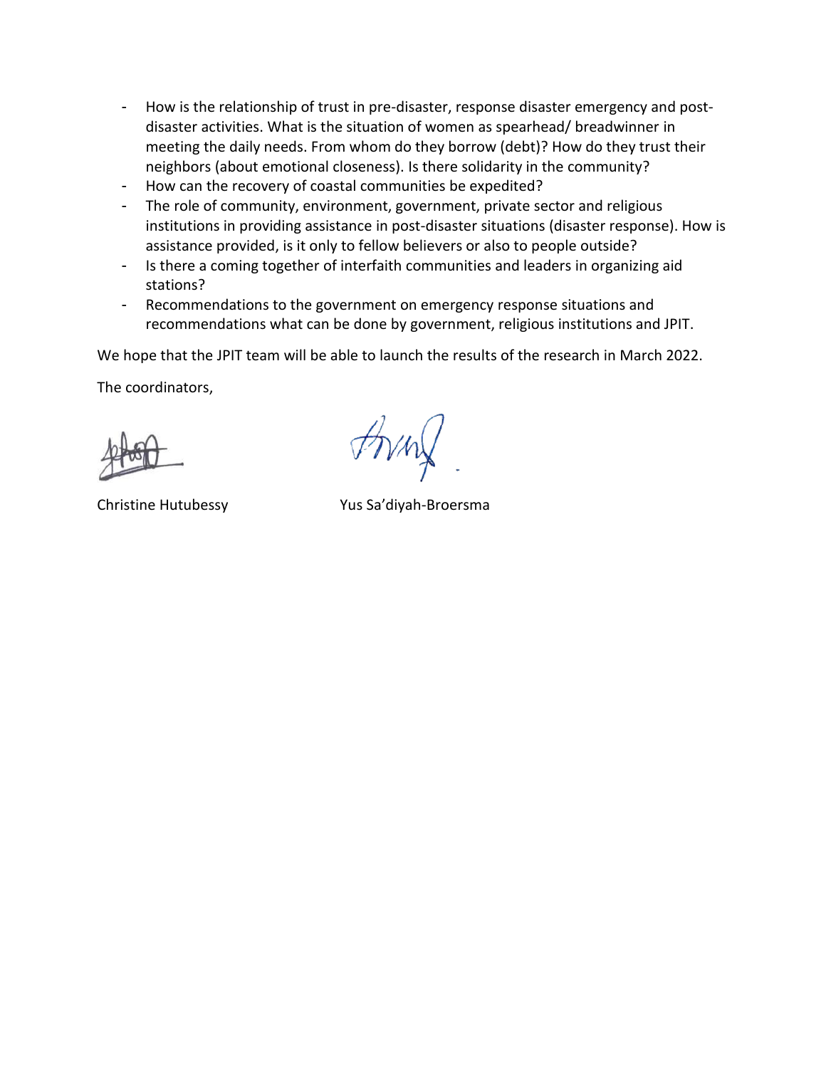- How is the relationship of trust in pre-disaster, response disaster emergency and post-disaster activities. What is the situation of women as spearhead/ breadwinner in meeting the daily needs. From whom do they borrow (debt)? How do they trust their neighbors (about emotional closeness). Is there solidarity in the community?
- How can the recovery of coastal communities be expedited?
- The role of community, environment, government, private sector and religious institutions in providing assistance in post-disaster situations (disaster response). How is assistance provided, is it only to fellow believers or also to people outside?
- Is there a coming together of interfaith communities and leaders in organizing aid stations?
- Recommendations to the government on emergency response situations and recommendations what can be done by government, religious institutions and JPIT.

We hope that the JPIT team will be able to launch the results of the research in March 2022.

The coordinators,

Christine Hutubessy    Yus Sa'diyah-Broersma